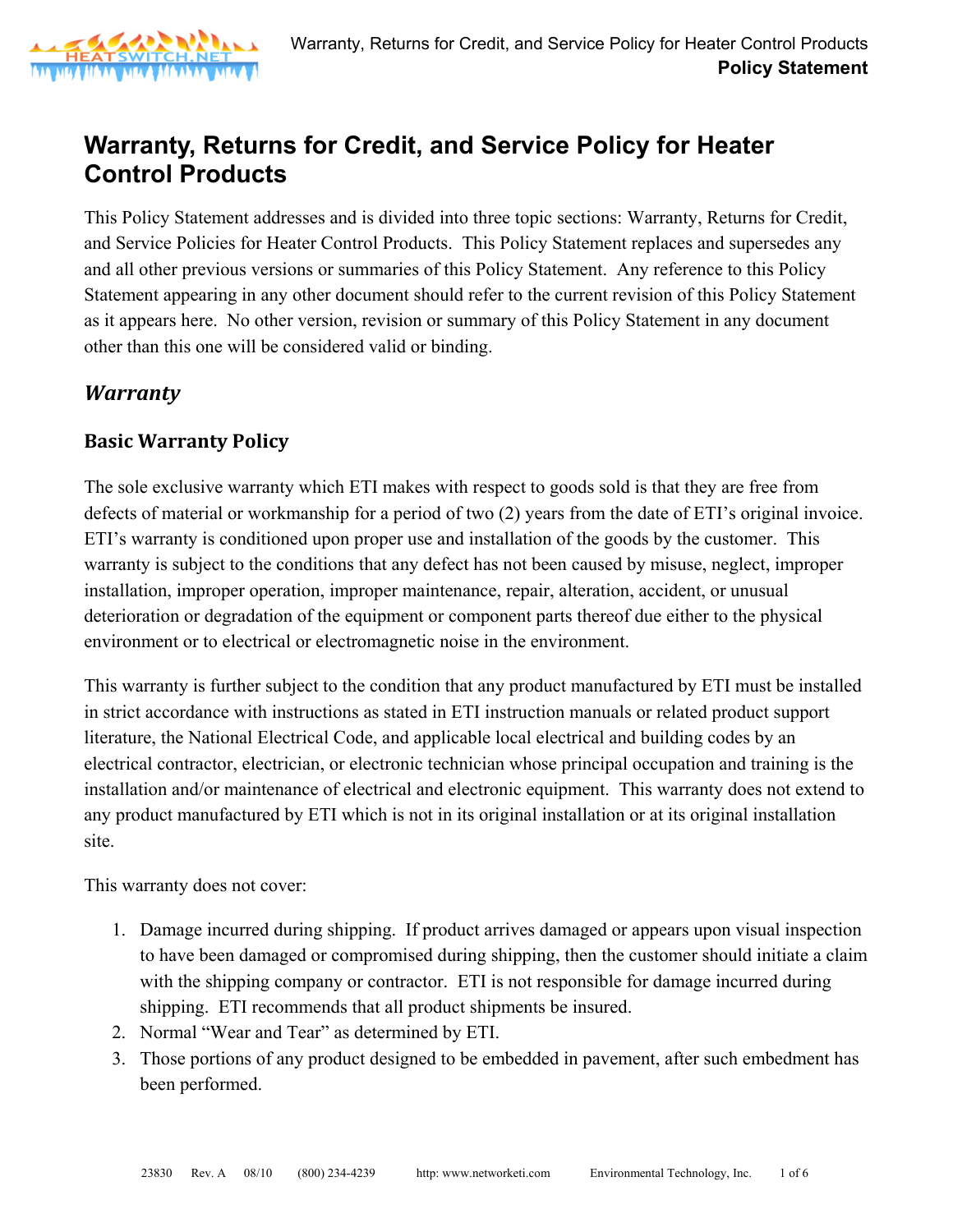# Warranty, Returns for Credit, and Service Policy for Heater Control Products

This Policy Statement addresses and is divided into three topic sections: Warranty, Returns for Credit, and Service Policies for Heater Control Products. This Policy Statement replaces and supersedes any and all other previous versions or summaries of this Policy Statement. Any reference to this Policy Statement appearing in any other document should refer to the current revision of this Policy Statement as it appears here. No other version, revision or summary of this Policy Statement in any document other than this one will be considered valid or binding.

## *Warranty*

### Basic Warranty Policy

The sole exclusive warranty which ETI makes with respect to goods sold is that they are free from defects of material or workmanship for a period of two (2) years from the date of ETI's original invoice. ETI's warranty is conditioned upon proper use and installation of the goods by the customer. This warranty is subject to the conditions that any defect has not been caused by misuse, neglect, improper installation, improper operation, improper maintenance, repair, alteration, accident, or unusual deterioration or degradation of the equipment or component parts thereof due either to the physical environment or to electrical or electromagnetic noise in the environment.

This warranty is further subject to the condition that any product manufactured by ETI must be installed in strict accordance with instructions as stated in ETI instruction manuals or related product support literature, the National Electrical Code, and applicable local electrical and building codes by an electrical contractor, electrician, or electronic technician whose principal occupation and training is the installation and/or maintenance of electrical and electronic equipment. This warranty does not extend to any product manufactured by ETI which is not in its original installation or at its original installation site.

This warranty does not cover:

1. Damage incurred during shipping. If product arrives damaged or appears upon visual inspection to have been damaged or compromised during shipping, then the customer should initiate a claim with the shipping company or contractor. ETI is not responsible for damage incurred during shipping. ETI recommends that all product shipments be insured.
2. Normal "Wear and Tear" as determined by ETI.
3. Those portions of any product designed to be embedded in pavement, after such embedment has been performed.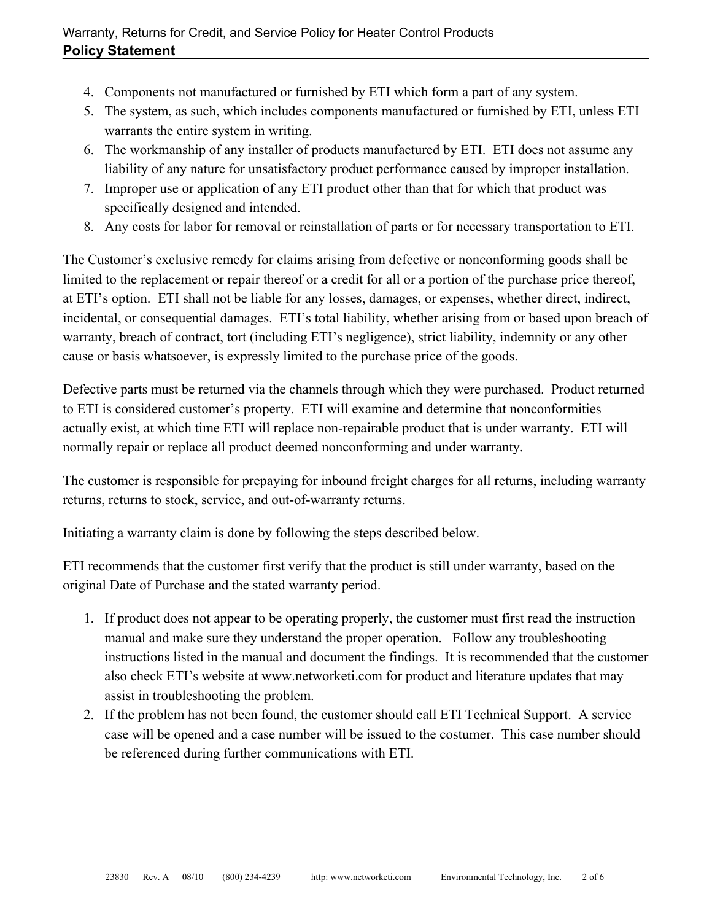4. Components not manufactured or furnished by ETI which form a part of any system.
5. The system, as such, which includes components manufactured or furnished by ETI, unless ETI warrants the entire system in writing.
6. The workmanship of any installer of products manufactured by ETI. ETI does not assume any liability of any nature for unsatisfactory product performance caused by improper installation.
7. Improper use or application of any ETI product other than that for which that product was specifically designed and intended.
8. Any costs for labor for removal or reinstallation of parts or for necessary transportation to ETI.

The Customer's exclusive remedy for claims arising from defective or nonconforming goods shall be limited to the replacement or repair thereof or a credit for all or a portion of the purchase price thereof, at ETI's option. ETI shall not be liable for any losses, damages, or expenses, whether direct, indirect, incidental, or consequential damages. ETI's total liability, whether arising from or based upon breach of warranty, breach of contract, tort (including ETI's negligence), strict liability, indemnity or any other cause or basis whatsoever, is expressly limited to the purchase price of the goods.

Defective parts must be returned via the channels through which they were purchased. Product returned to ETI is considered customer's property. ETI will examine and determine that nonconformities actually exist, at which time ETI will replace non-repairable product that is under warranty. ETI will normally repair or replace all product deemed nonconforming and under warranty.

The customer is responsible for prepaying for inbound freight charges for all returns, including warranty returns, returns to stock, service, and out-of-warranty returns.

Initiating a warranty claim is done by following the steps described below.

ETI recommends that the customer first verify that the product is still under warranty, based on the original Date of Purchase and the stated warranty period.

1. If product does not appear to be operating properly, the customer must first read the instruction manual and make sure they understand the proper operation. Follow any troubleshooting instructions listed in the manual and document the findings. It is recommended that the customer also check ETI's website at www.networketi.com for product and literature updates that may assist in troubleshooting the problem.
2. If the problem has not been found, the customer should call ETI Technical Support. A service case will be opened and a case number will be issued to the costumer. This case number should be referenced during further communications with ETI.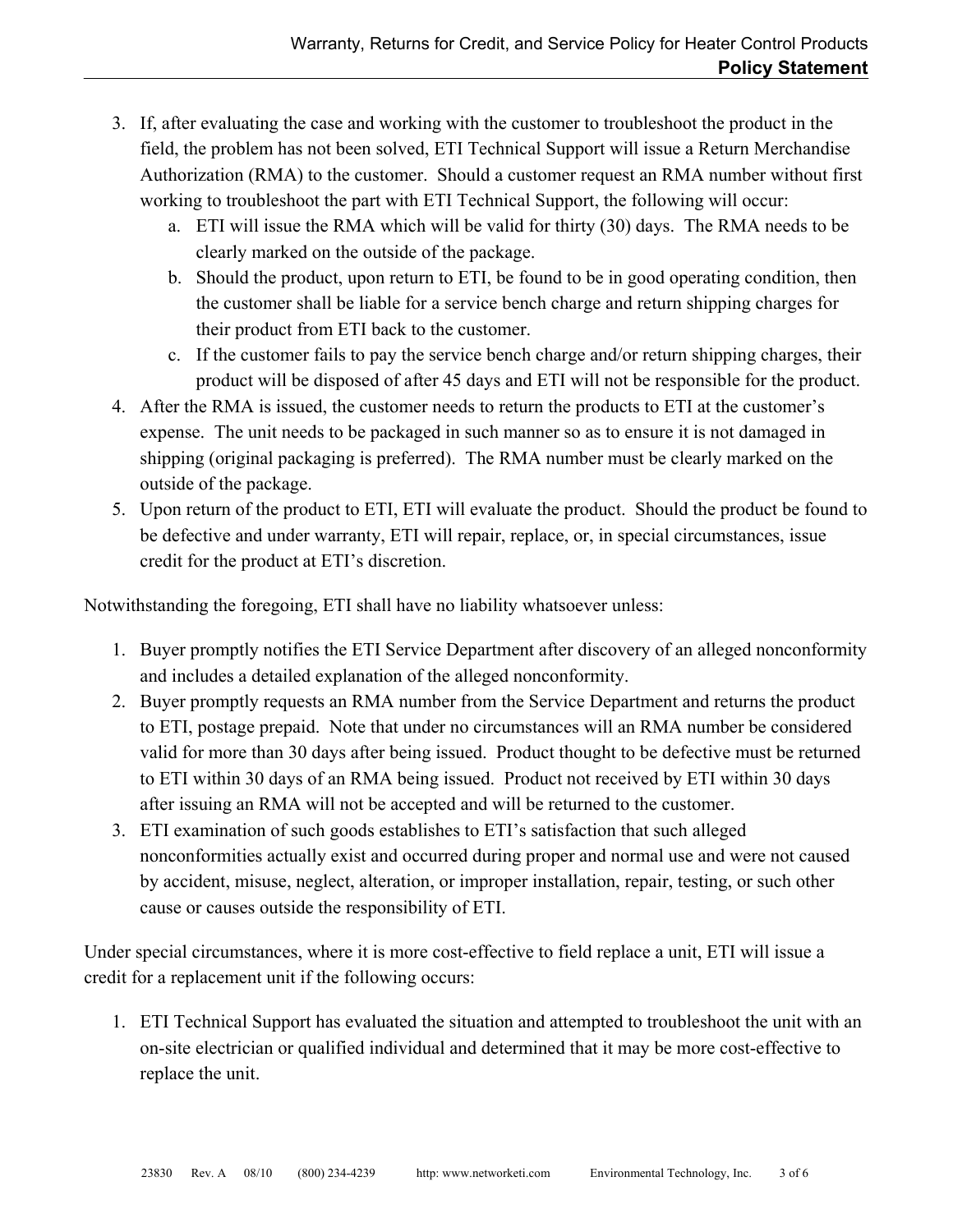3. If, after evaluating the case and working with the customer to troubleshoot the product in the field, the problem has not been solved, ETI Technical Support will issue a Return Merchandise Authorization (RMA) to the customer. Should a customer request an RMA number without first working to troubleshoot the part with ETI Technical Support, the following will occur:
   a. ETI will issue the RMA which will be valid for thirty (30) days. The RMA needs to be clearly marked on the outside of the package.
   b. Should the product, upon return to ETI, be found to be in good operating condition, then the customer shall be liable for a service bench charge and return shipping charges for their product from ETI back to the customer.
   c. If the customer fails to pay the service bench charge and/or return shipping charges, their product will be disposed of after 45 days and ETI will not be responsible for the product.
4. After the RMA is issued, the customer needs to return the products to ETI at the customer's expense. The unit needs to be packaged in such manner so as to ensure it is not damaged in shipping (original packaging is preferred). The RMA number must be clearly marked on the outside of the package.
5. Upon return of the product to ETI, ETI will evaluate the product. Should the product be found to be defective and under warranty, ETI will repair, replace, or, in special circumstances, issue credit for the product at ETI's discretion.

Notwithstanding the foregoing, ETI shall have no liability whatsoever unless:

1. Buyer promptly notifies the ETI Service Department after discovery of an alleged nonconformity and includes a detailed explanation of the alleged nonconformity.
2. Buyer promptly requests an RMA number from the Service Department and returns the product to ETI, postage prepaid. Note that under no circumstances will an RMA number be considered valid for more than 30 days after being issued. Product thought to be defective must be returned to ETI within 30 days of an RMA being issued. Product not received by ETI within 30 days after issuing an RMA will not be accepted and will be returned to the customer.
3. ETI examination of such goods establishes to ETI's satisfaction that such alleged nonconformities actually exist and occurred during proper and normal use and were not caused by accident, misuse, neglect, alteration, or improper installation, repair, testing, or such other cause or causes outside the responsibility of ETI.

Under special circumstances, where it is more cost-effective to field replace a unit, ETI will issue a credit for a replacement unit if the following occurs:

1. ETI Technical Support has evaluated the situation and attempted to troubleshoot the unit with an on-site electrician or qualified individual and determined that it may be more cost-effective to replace the unit.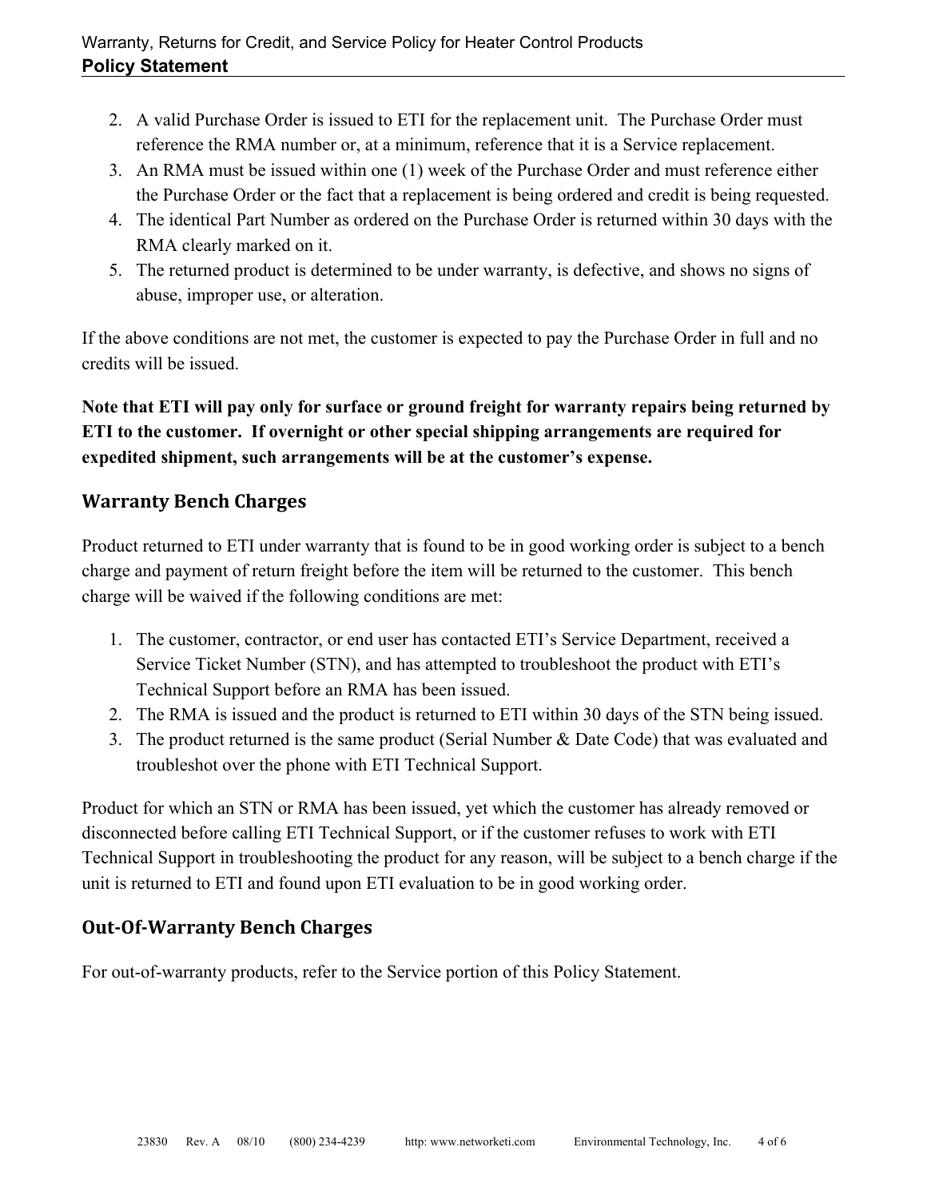2. A valid Purchase Order is issued to ETI for the replacement unit. The Purchase Order must reference the RMA number or, at a minimum, reference that it is a Service replacement.
3. An RMA must be issued within one (1) week of the Purchase Order and must reference either the Purchase Order or the fact that a replacement is being ordered and credit is being requested.
4. The identical Part Number as ordered on the Purchase Order is returned within 30 days with the RMA clearly marked on it.
5. The returned product is determined to be under warranty, is defective, and shows no signs of abuse, improper use, or alteration.

If the above conditions are not met, the customer is expected to pay the Purchase Order in full and no credits will be issued.

**Note that ETI will pay only for surface or ground freight for warranty repairs being returned by ETI to the customer. If overnight or other special shipping arrangements are required for expedited shipment, such arrangements will be at the customer's expense.**

## Warranty Bench Charges

Product returned to ETI under warranty that is found to be in good working order is subject to a bench charge and payment of return freight before the item will be returned to the customer. This bench charge will be waived if the following conditions are met:

1. The customer, contractor, or end user has contacted ETI's Service Department, received a Service Ticket Number (STN), and has attempted to troubleshoot the product with ETI's Technical Support before an RMA has been issued.
2. The RMA is issued and the product is returned to ETI within 30 days of the STN being issued.
3. The product returned is the same product (Serial Number & Date Code) that was evaluated and troubleshot over the phone with ETI Technical Support.

Product for which an STN or RMA has been issued, yet which the customer has already removed or disconnected before calling ETI Technical Support, or if the customer refuses to work with ETI Technical Support in troubleshooting the product for any reason, will be subject to a bench charge if the unit is returned to ETI and found upon ETI evaluation to be in good working order.

## Out-Of-Warranty Bench Charges

For out-of-warranty products, refer to the Service portion of this Policy Statement.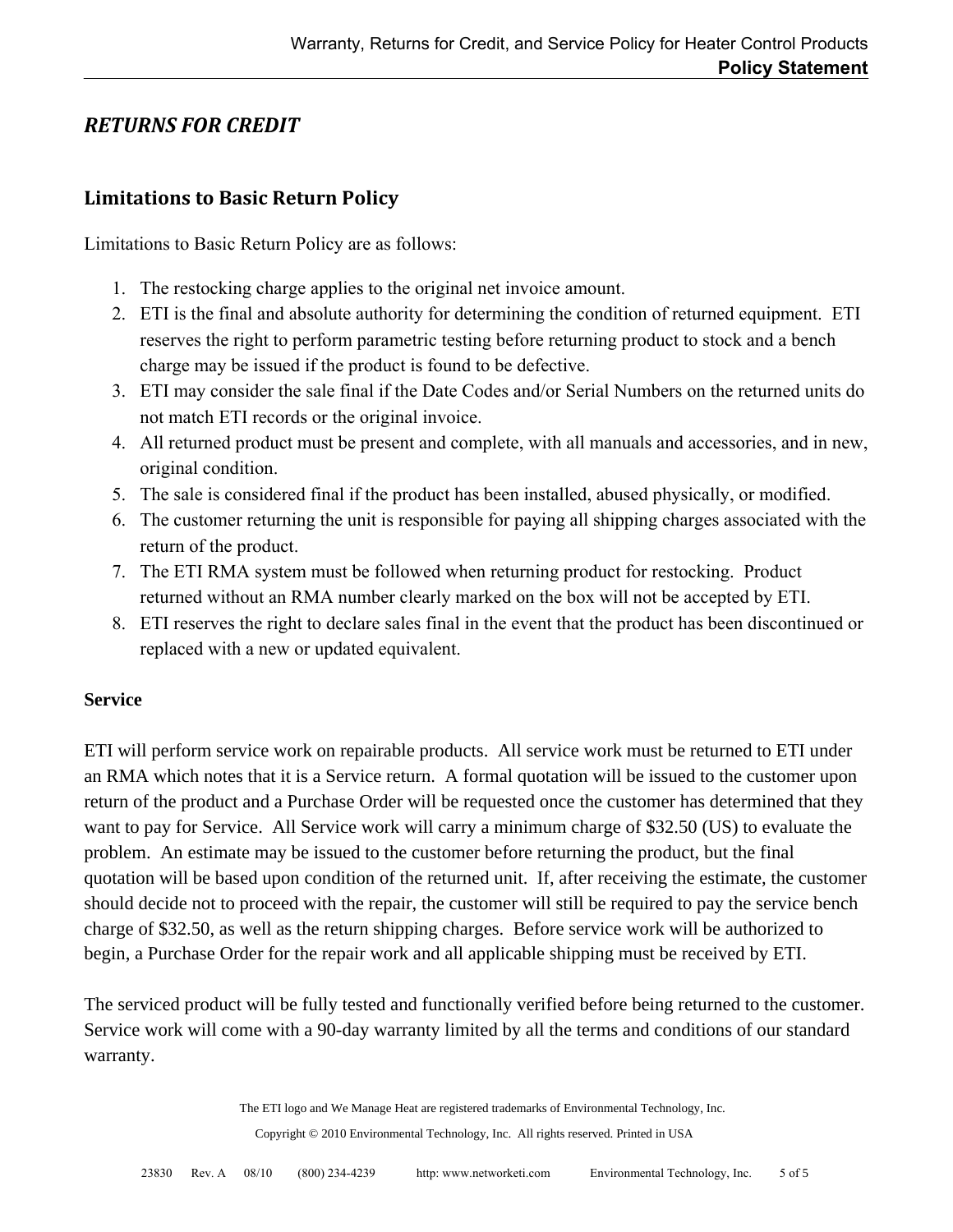## *RETURNS FOR CREDIT*

### Limitations to Basic Return Policy

Limitations to Basic Return Policy are as follows:

1. The restocking charge applies to the original net invoice amount.
2. ETI is the final and absolute authority for determining the condition of returned equipment. ETI reserves the right to perform parametric testing before returning product to stock and a bench charge may be issued if the product is found to be defective.
3. ETI may consider the sale final if the Date Codes and/or Serial Numbers on the returned units do not match ETI records or the original invoice.
4. All returned product must be present and complete, with all manuals and accessories, and in new, original condition.
5. The sale is considered final if the product has been installed, abused physically, or modified.
6. The customer returning the unit is responsible for paying all shipping charges associated with the return of the product.
7. The ETI RMA system must be followed when returning product for restocking. Product returned without an RMA number clearly marked on the box will not be accepted by ETI.
8. ETI reserves the right to declare sales final in the event that the product has been discontinued or replaced with a new or updated equivalent.

**Service**

ETI will perform service work on repairable products. All service work must be returned to ETI under an RMA which notes that it is a Service return. A formal quotation will be issued to the customer upon return of the product and a Purchase Order will be requested once the customer has determined that they want to pay for Service. All Service work will carry a minimum charge of $32.50 (US) to evaluate the problem. An estimate may be issued to the customer before returning the product, but the final quotation will be based upon condition of the returned unit. If, after receiving the estimate, the customer should decide not to proceed with the repair, the customer will still be required to pay the service bench charge of $32.50, as well as the return shipping charges. Before service work will be authorized to begin, a Purchase Order for the repair work and all applicable shipping must be received by ETI.

The serviced product will be fully tested and functionally verified before being returned to the customer. Service work will come with a 90-day warranty limited by all the terms and conditions of our standard warranty.

The ETI logo and We Manage Heat are registered trademarks of Environmental Technology, Inc.

Copyright © 2010 Environmental Technology, Inc. All rights reserved. Printed in USA

23830 Rev. A 08/10 (800) 234-4239 http: www.networketi.com Environmental Technology, Inc.